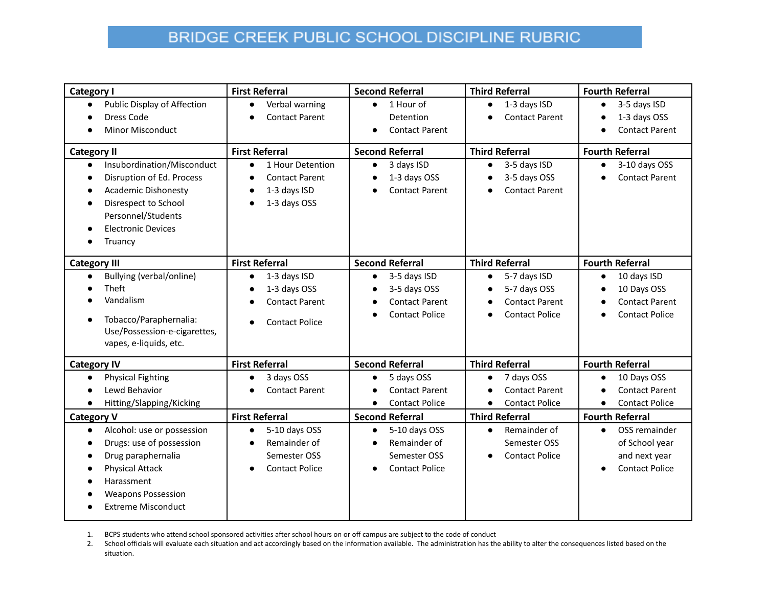# BRIDGE CREEK PUBLIC SCHOOL DISCIPLINE RUBRIC

| Category I | First Referral | Second Referral | Third Referral | Fourth Referral |
|---|---|---|---|---|
| • Public Display of Affection<br>• Dress Code<br>• Minor Misconduct | • Verbal warning<br>• Contact Parent | • 1 Hour of Detention<br>• Contact Parent | • 1-3 days ISD<br>• Contact Parent | • 3-5 days ISD<br>• 1-3 days OSS<br>• Contact Parent |
| **Category II** | **First Referral** | **Second Referral** | **Third Referral** | **Fourth Referral** |
| • Insubordination/Misconduct<br>• Disruption of Ed. Process<br>• Academic Dishonesty<br>• Disrespect to School Personnel/Students<br>• Electronic Devices<br>• Truancy | • 1 Hour Detention<br>• Contact Parent<br>• 1-3 days ISD<br>• 1-3 days OSS | • 3 days ISD<br>• 1-3 days OSS<br>• Contact Parent | • 3-5 days ISD<br>• 3-5 days OSS<br>• Contact Parent | • 3-10 days OSS<br>• Contact Parent |
| **Category III** | **First Referral** | **Second Referral** | **Third Referral** | **Fourth Referral** |
| • Bullying (verbal/online)<br>• Theft<br>• Vandalism<br>• Tobacco/Paraphernalia: Use/Possession-e-cigarettes, vapes, e-liquids, etc. | • 1-3 days ISD<br>• 1-3 days OSS<br>• Contact Parent<br>• Contact Police | • 3-5 days ISD<br>• 3-5 days OSS<br>• Contact Parent<br>• Contact Police | • 5-7 days ISD<br>• 5-7 days OSS<br>• Contact Parent<br>• Contact Police | • 10 days ISD<br>• 10 Days OSS<br>• Contact Parent<br>• Contact Police |
| **Category IV** | **First Referral** | **Second Referral** | **Third Referral** | **Fourth Referral** |
| • Physical Fighting<br>• Lewd Behavior<br>• Hitting/Slapping/Kicking | • 3 days OSS<br>• Contact Parent | • 5 days OSS<br>• Contact Parent<br>• Contact Police | • 7 days OSS<br>• Contact Parent<br>• Contact Police | • 10 Days OSS<br>• Contact Parent<br>• Contact Police |
| **Category V** | **First Referral** | **Second Referral** | **Third Referral** | **Fourth Referral** |
| • Alcohol: use or possession<br>• Drugs: use of possession<br>• Drug paraphernalia<br>• Physical Attack<br>• Harassment<br>• Weapons Possession<br>• Extreme Misconduct | • 5-10 days OSS<br>• Remainder of Semester OSS<br>• Contact Police | • 5-10 days OSS<br>• Remainder of Semester OSS<br>• Contact Police | • Remainder of Semester OSS<br>• Contact Police | • OSS remainder of School year and next year<br>• Contact Police |

1. BCPS students who attend school sponsored activities after school hours on or off campus are subject to the code of conduct
2. School officials will evaluate each situation and act accordingly based on the information available. The administration has the ability to alter the consequences listed based on the situation.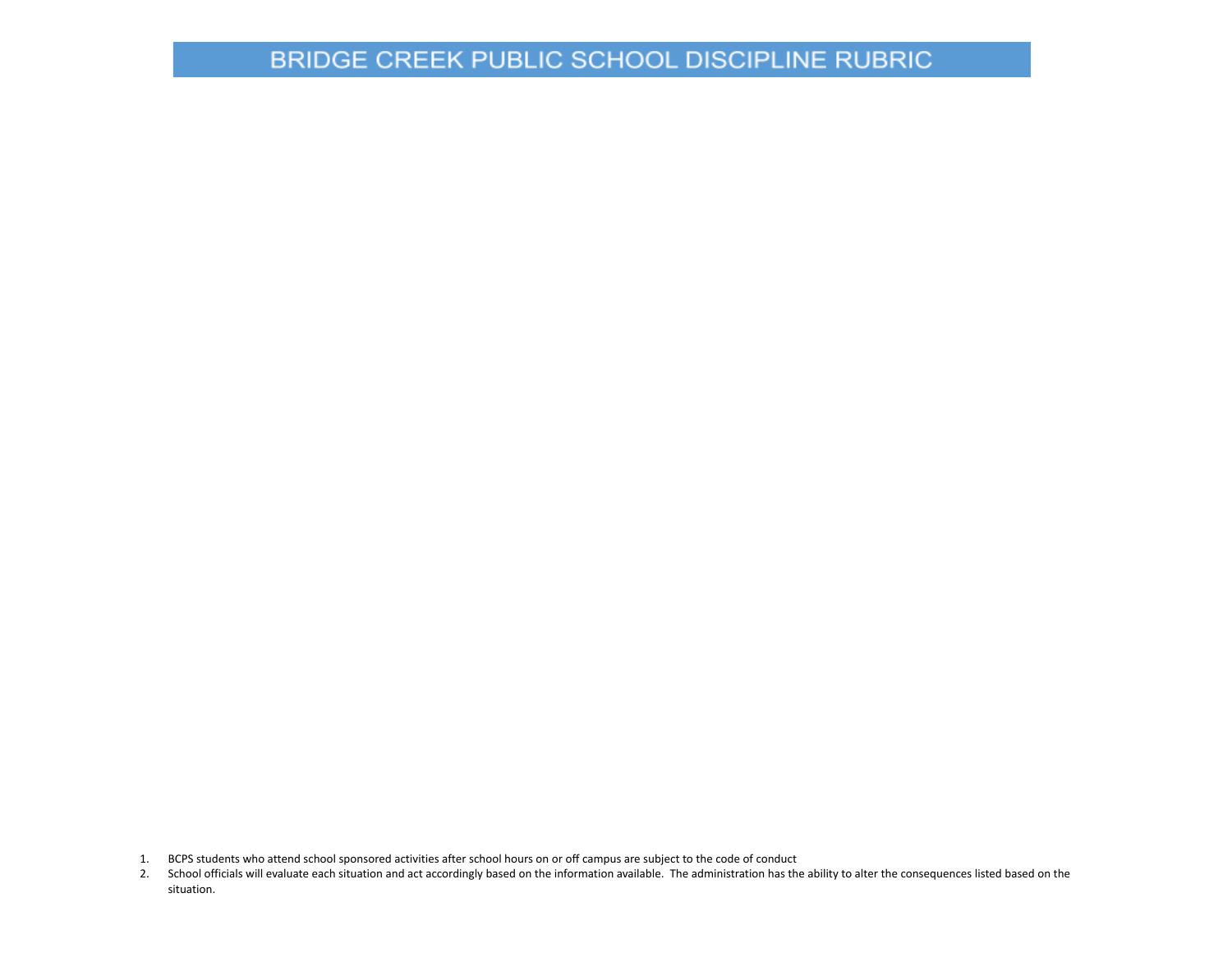# BRIDGE CREEK PUBLIC SCHOOL DISCIPLINE RUBRIC

1. BCPS students who attend school sponsored activities after school hours on or off campus are subject to the code of conduct
2. School officials will evaluate each situation and act accordingly based on the information available. The administration has the ability to alter the consequences listed based on the situation.